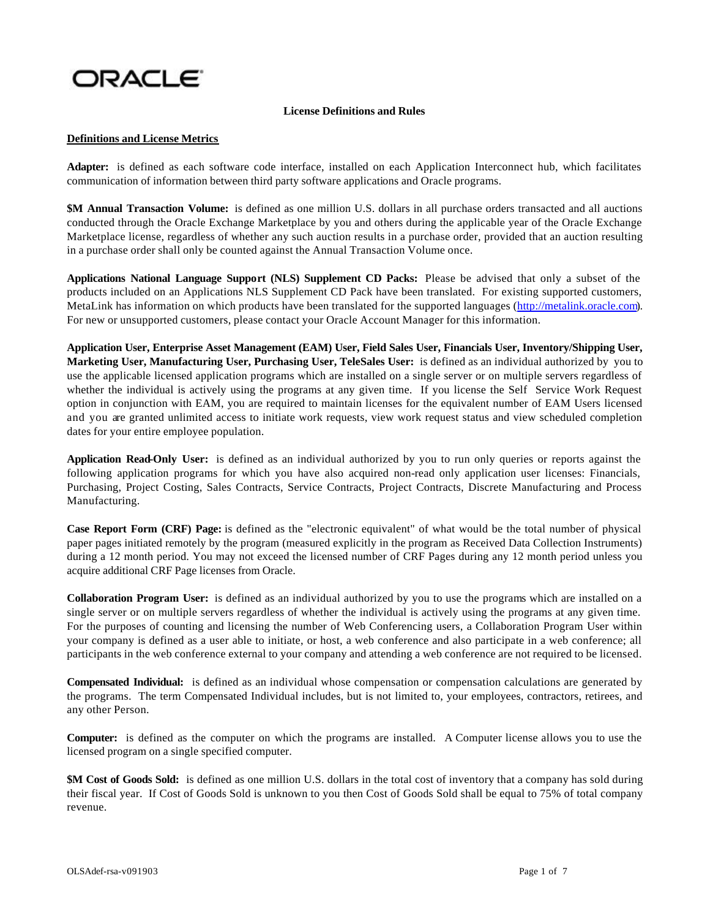ORACLE

**License Definitions and Rules**

**Definitions and License Metrics**

**Adapter:** is defined as each software code interface, installed on each Application Interconnect hub, which facilitates communication of information between third party software applications and Oracle programs.

**$M Annual Transaction Volume:** is defined as one million U.S. dollars in all purchase orders transacted and all auctions conducted through the Oracle Exchange Marketplace by you and others during the applicable year of the Oracle Exchange Marketplace license, regardless of whether any such auction results in a purchase order, provided that an auction resulting in a purchase order shall only be counted against the Annual Transaction Volume once.

**Applications National Language Support (NLS) Supplement CD Packs:** Please be advised that only a subset of the products included on an Applications NLS Supplement CD Pack have been translated. For existing supported customers, MetaLink has information on which products have been translated for the supported languages (http://metalink.oracle.com). For new or unsupported customers, please contact your Oracle Account Manager for this information.

**Application User, Enterprise Asset Management (EAM) User, Field Sales User, Financials User, Inventory/Shipping User, Marketing User, Manufacturing User, Purchasing User, TeleSales User:** is defined as an individual authorized by you to use the applicable licensed application programs which are installed on a single server or on multiple servers regardless of whether the individual is actively using the programs at any given time. If you license the Self Service Work Request option in conjunction with EAM, you are required to maintain licenses for the equivalent number of EAM Users licensed and you are granted unlimited access to initiate work requests, view work request status and view scheduled completion dates for your entire employee population.

**Application Read-Only User:** is defined as an individual authorized by you to run only queries or reports against the following application programs for which you have also acquired non-read only application user licenses: Financials, Purchasing, Project Costing, Sales Contracts, Service Contracts, Project Contracts, Discrete Manufacturing and Process Manufacturing.

**Case Report Form (CRF) Page:** is defined as the "electronic equivalent" of what would be the total number of physical paper pages initiated remotely by the program (measured explicitly in the program as Received Data Collection Instruments) during a 12 month period. You may not exceed the licensed number of CRF Pages during any 12 month period unless you acquire additional CRF Page licenses from Oracle.

**Collaboration Program User:** is defined as an individual authorized by you to use the programs which are installed on a single server or on multiple servers regardless of whether the individual is actively using the programs at any given time. For the purposes of counting and licensing the number of Web Conferencing users, a Collaboration Program User within your company is defined as a user able to initiate, or host, a web conference and also participate in a web conference; all participants in the web conference external to your company and attending a web conference are not required to be licensed.

**Compensated Individual:** is defined as an individual whose compensation or compensation calculations are generated by the programs. The term Compensated Individual includes, but is not limited to, your employees, contractors, retirees, and any other Person.

**Computer:** is defined as the computer on which the programs are installed. A Computer license allows you to use the licensed program on a single specified computer.

**$M Cost of Goods Sold:** is defined as one million U.S. dollars in the total cost of inventory that a company has sold during their fiscal year. If Cost of Goods Sold is unknown to you then Cost of Goods Sold shall be equal to 75% of total company revenue.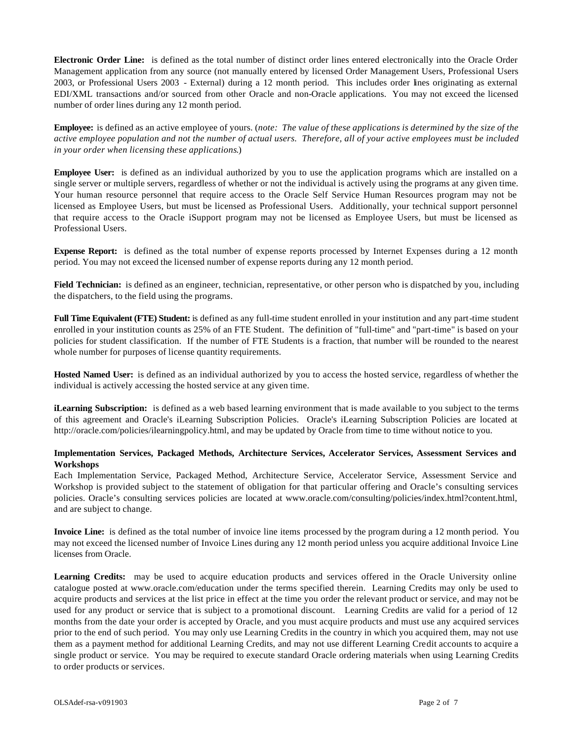**Electronic Order Line:** is defined as the total number of distinct order lines entered electronically into the Oracle Order Management application from any source (not manually entered by licensed Order Management Users, Professional Users 2003, or Professional Users 2003 - External) during a 12 month period. This includes order lines originating as external EDI/XML transactions and/or sourced from other Oracle and non-Oracle applications. You may not exceed the licensed number of order lines during any 12 month period.

**Employee:** is defined as an active employee of yours. (*note: The value of these applications is determined by the size of the active employee population and not the number of actual users. Therefore, all of your active employees must be included in your order when licensing these applications.*)

**Employee User:** is defined as an individual authorized by you to use the application programs which are installed on a single server or multiple servers, regardless of whether or not the individual is actively using the programs at any given time. Your human resource personnel that require access to the Oracle Self Service Human Resources program may not be licensed as Employee Users, but must be licensed as Professional Users. Additionally, your technical support personnel that require access to the Oracle iSupport program may not be licensed as Employee Users, but must be licensed as Professional Users.

**Expense Report:** is defined as the total number of expense reports processed by Internet Expenses during a 12 month period. You may not exceed the licensed number of expense reports during any 12 month period.

**Field Technician:** is defined as an engineer, technician, representative, or other person who is dispatched by you, including the dispatchers, to the field using the programs.

**Full Time Equivalent (FTE) Student:** is defined as any full-time student enrolled in your institution and any part-time student enrolled in your institution counts as 25% of an FTE Student. The definition of "full-time" and "part-time" is based on your policies for student classification. If the number of FTE Students is a fraction, that number will be rounded to the nearest whole number for purposes of license quantity requirements.

**Hosted Named User:** is defined as an individual authorized by you to access the hosted service, regardless of whether the individual is actively accessing the hosted service at any given time.

**iLearning Subscription:** is defined as a web based learning environment that is made available to you subject to the terms of this agreement and Oracle's iLearning Subscription Policies. Oracle's iLearning Subscription Policies are located at http://oracle.com/policies/ilearningpolicy.html, and may be updated by Oracle from time to time without notice to you.

**Implementation Services, Packaged Methods, Architecture Services, Accelerator Services, Assessment Services and Workshops**

Each Implementation Service, Packaged Method, Architecture Service, Accelerator Service, Assessment Service and Workshop is provided subject to the statement of obligation for that particular offering and Oracle's consulting services policies. Oracle's consulting services policies are located at www.oracle.com/consulting/policies/index.html?content.html, and are subject to change.

**Invoice Line:** is defined as the total number of invoice line items processed by the program during a 12 month period. You may not exceed the licensed number of Invoice Lines during any 12 month period unless you acquire additional Invoice Line licenses from Oracle.

**Learning Credits:** may be used to acquire education products and services offered in the Oracle University online catalogue posted at www.oracle.com/education under the terms specified therein. Learning Credits may only be used to acquire products and services at the list price in effect at the time you order the relevant product or service, and may not be used for any product or service that is subject to a promotional discount. Learning Credits are valid for a period of 12 months from the date your order is accepted by Oracle, and you must acquire products and must use any acquired services prior to the end of such period. You may only use Learning Credits in the country in which you acquired them, may not use them as a payment method for additional Learning Credits, and may not use different Learning Credit accounts to acquire a single product or service. You may be required to execute standard Oracle ordering materials when using Learning Credits to order products or services.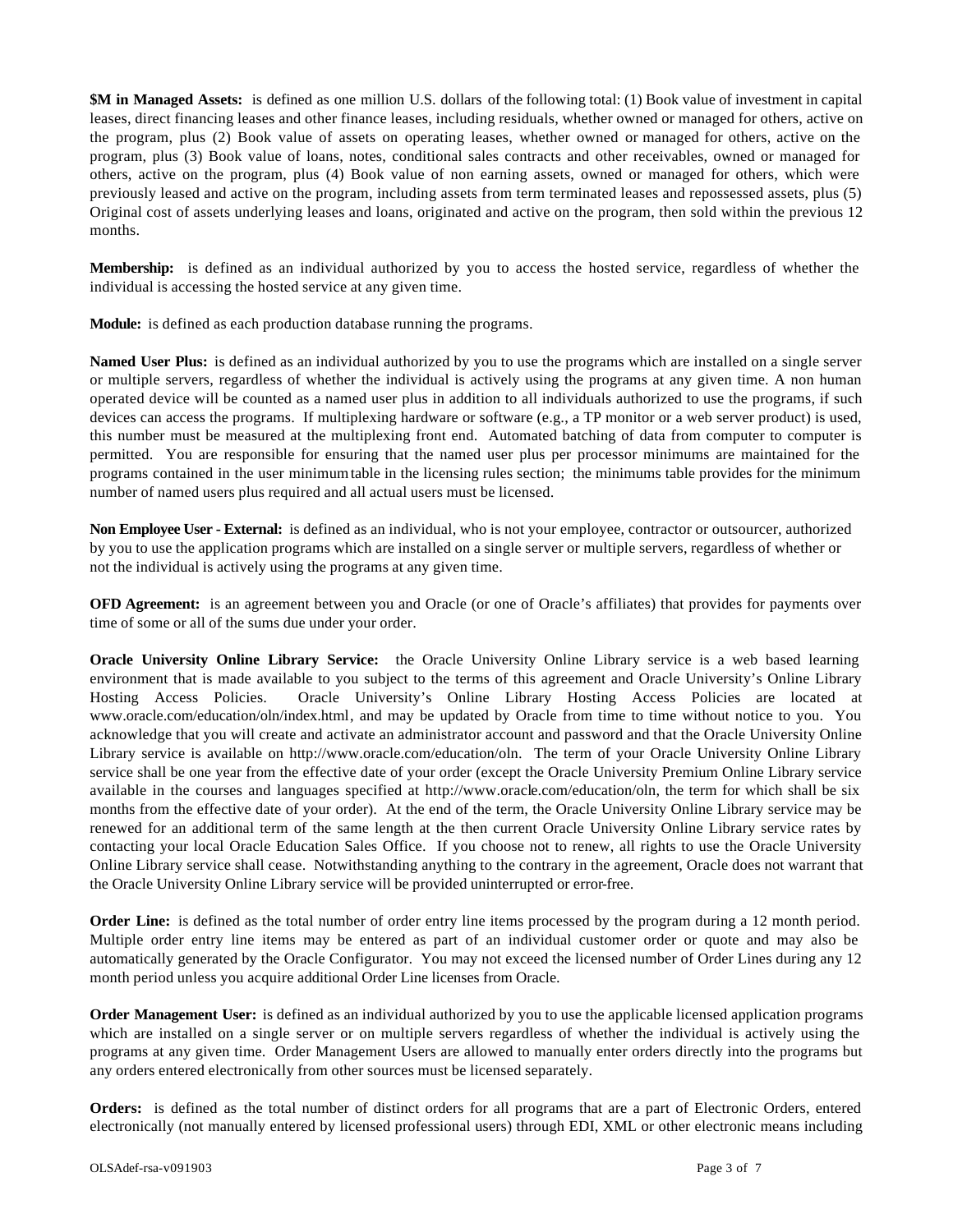**$M in Managed Assets:** is defined as one million U.S. dollars of the following total: (1) Book value of investment in capital leases, direct financing leases and other finance leases, including residuals, whether owned or managed for others, active on the program, plus (2) Book value of assets on operating leases, whether owned or managed for others, active on the program, plus (3) Book value of loans, notes, conditional sales contracts and other receivables, owned or managed for others, active on the program, plus (4) Book value of non earning assets, owned or managed for others, which were previously leased and active on the program, including assets from term terminated leases and repossessed assets, plus (5) Original cost of assets underlying leases and loans, originated and active on the program, then sold within the previous 12 months.

**Membership:** is defined as an individual authorized by you to access the hosted service, regardless of whether the individual is accessing the hosted service at any given time.

**Module:** is defined as each production database running the programs.

**Named User Plus:** is defined as an individual authorized by you to use the programs which are installed on a single server or multiple servers, regardless of whether the individual is actively using the programs at any given time. A non human operated device will be counted as a named user plus in addition to all individuals authorized to use the programs, if such devices can access the programs. If multiplexing hardware or software (e.g., a TP monitor or a web server product) is used, this number must be measured at the multiplexing front end. Automated batching of data from computer to computer is permitted. You are responsible for ensuring that the named user plus per processor minimums are maintained for the programs contained in the user minimum table in the licensing rules section; the minimums table provides for the minimum number of named users plus required and all actual users must be licensed.

**Non Employee User - External:** is defined as an individual, who is not your employee, contractor or outsourcer, authorized by you to use the application programs which are installed on a single server or multiple servers, regardless of whether or not the individual is actively using the programs at any given time.

**OFD Agreement:** is an agreement between you and Oracle (or one of Oracle's affiliates) that provides for payments over time of some or all of the sums due under your order.

**Oracle University Online Library Service:** the Oracle University Online Library service is a web based learning environment that is made available to you subject to the terms of this agreement and Oracle University's Online Library Hosting Access Policies. Oracle University's Online Library Hosting Access Policies are located at www.oracle.com/education/oln/index.html, and may be updated by Oracle from time to time without notice to you. You acknowledge that you will create and activate an administrator account and password and that the Oracle University Online Library service is available on http://www.oracle.com/education/oln. The term of your Oracle University Online Library service shall be one year from the effective date of your order (except the Oracle University Premium Online Library service available in the courses and languages specified at http://www.oracle.com/education/oln, the term for which shall be six months from the effective date of your order). At the end of the term, the Oracle University Online Library service may be renewed for an additional term of the same length at the then current Oracle University Online Library service rates by contacting your local Oracle Education Sales Office. If you choose not to renew, all rights to use the Oracle University Online Library service shall cease. Notwithstanding anything to the contrary in the agreement, Oracle does not warrant that the Oracle University Online Library service will be provided uninterrupted or error-free.

**Order Line:** is defined as the total number of order entry line items processed by the program during a 12 month period. Multiple order entry line items may be entered as part of an individual customer order or quote and may also be automatically generated by the Oracle Configurator. You may not exceed the licensed number of Order Lines during any 12 month period unless you acquire additional Order Line licenses from Oracle.

**Order Management User:** is defined as an individual authorized by you to use the applicable licensed application programs which are installed on a single server or on multiple servers regardless of whether the individual is actively using the programs at any given time. Order Management Users are allowed to manually enter orders directly into the programs but any orders entered electronically from other sources must be licensed separately.

**Orders:** is defined as the total number of distinct orders for all programs that are a part of Electronic Orders, entered electronically (not manually entered by licensed professional users) through EDI, XML or other electronic means including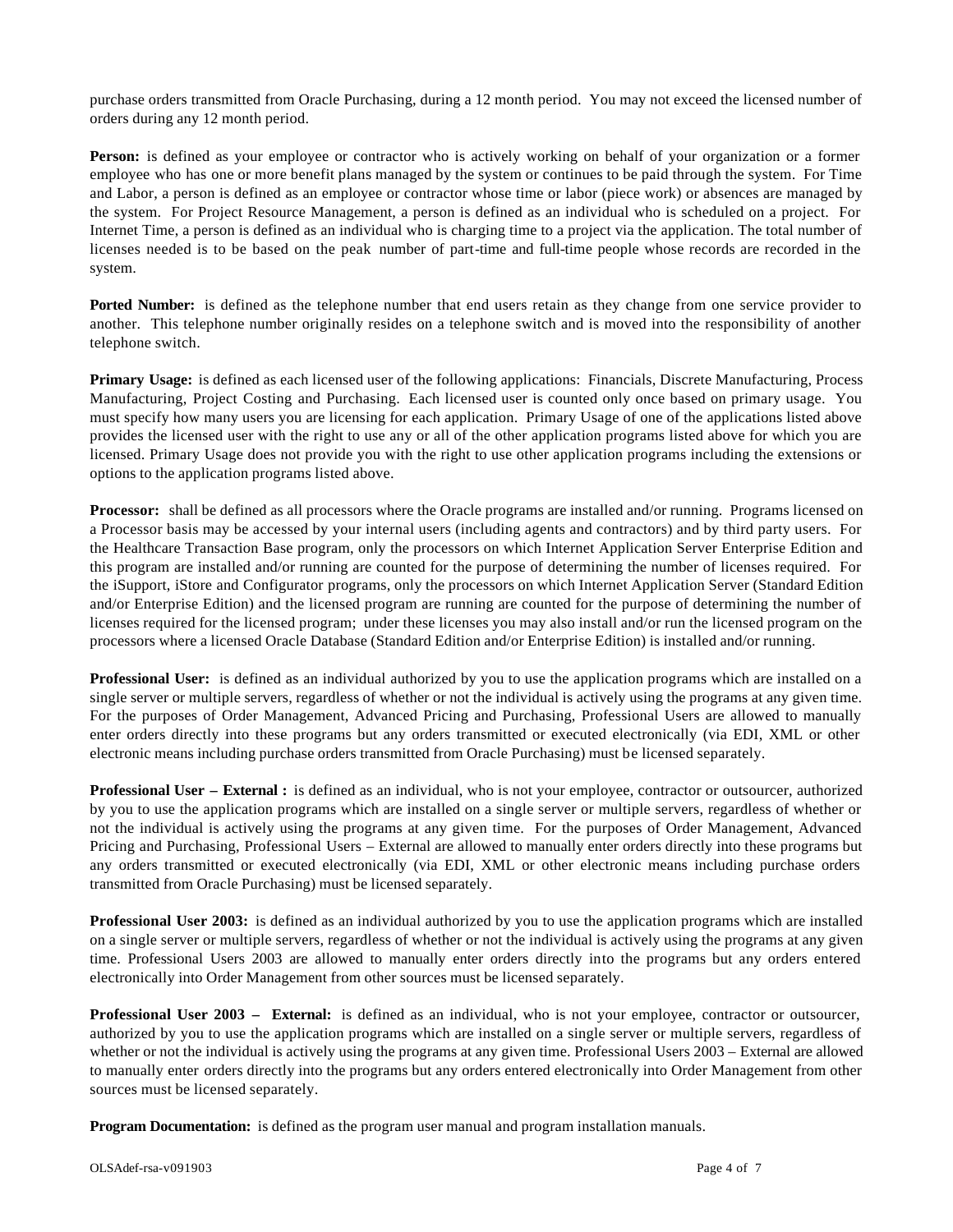purchase orders transmitted from Oracle Purchasing, during a 12 month period. You may not exceed the licensed number of orders during any 12 month period.

**Person:** is defined as your employee or contractor who is actively working on behalf of your organization or a former employee who has one or more benefit plans managed by the system or continues to be paid through the system. For Time and Labor, a person is defined as an employee or contractor whose time or labor (piece work) or absences are managed by the system. For Project Resource Management, a person is defined as an individual who is scheduled on a project. For Internet Time, a person is defined as an individual who is charging time to a project via the application. The total number of licenses needed is to be based on the peak number of part-time and full-time people whose records are recorded in the system.

**Ported Number:** is defined as the telephone number that end users retain as they change from one service provider to another. This telephone number originally resides on a telephone switch and is moved into the responsibility of another telephone switch.

**Primary Usage:** is defined as each licensed user of the following applications: Financials, Discrete Manufacturing, Process Manufacturing, Project Costing and Purchasing. Each licensed user is counted only once based on primary usage. You must specify how many users you are licensing for each application. Primary Usage of one of the applications listed above provides the licensed user with the right to use any or all of the other application programs listed above for which you are licensed. Primary Usage does not provide you with the right to use other application programs including the extensions or options to the application programs listed above.

**Processor:** shall be defined as all processors where the Oracle programs are installed and/or running. Programs licensed on a Processor basis may be accessed by your internal users (including agents and contractors) and by third party users. For the Healthcare Transaction Base program, only the processors on which Internet Application Server Enterprise Edition and this program are installed and/or running are counted for the purpose of determining the number of licenses required. For the iSupport, iStore and Configurator programs, only the processors on which Internet Application Server (Standard Edition and/or Enterprise Edition) and the licensed program are running are counted for the purpose of determining the number of licenses required for the licensed program; under these licenses you may also install and/or run the licensed program on the processors where a licensed Oracle Database (Standard Edition and/or Enterprise Edition) is installed and/or running.

**Professional User:** is defined as an individual authorized by you to use the application programs which are installed on a single server or multiple servers, regardless of whether or not the individual is actively using the programs at any given time. For the purposes of Order Management, Advanced Pricing and Purchasing, Professional Users are allowed to manually enter orders directly into these programs but any orders transmitted or executed electronically (via EDI, XML or other electronic means including purchase orders transmitted from Oracle Purchasing) must be licensed separately.

**Professional User – External :** is defined as an individual, who is not your employee, contractor or outsourcer, authorized by you to use the application programs which are installed on a single server or multiple servers, regardless of whether or not the individual is actively using the programs at any given time. For the purposes of Order Management, Advanced Pricing and Purchasing, Professional Users – External are allowed to manually enter orders directly into these programs but any orders transmitted or executed electronically (via EDI, XML or other electronic means including purchase orders transmitted from Oracle Purchasing) must be licensed separately.

**Professional User 2003:** is defined as an individual authorized by you to use the application programs which are installed on a single server or multiple servers, regardless of whether or not the individual is actively using the programs at any given time. Professional Users 2003 are allowed to manually enter orders directly into the programs but any orders entered electronically into Order Management from other sources must be licensed separately.

**Professional User 2003 – External:** is defined as an individual, who is not your employee, contractor or outsourcer, authorized by you to use the application programs which are installed on a single server or multiple servers, regardless of whether or not the individual is actively using the programs at any given time. Professional Users 2003 – External are allowed to manually enter orders directly into the programs but any orders entered electronically into Order Management from other sources must be licensed separately.

**Program Documentation:** is defined as the program user manual and program installation manuals.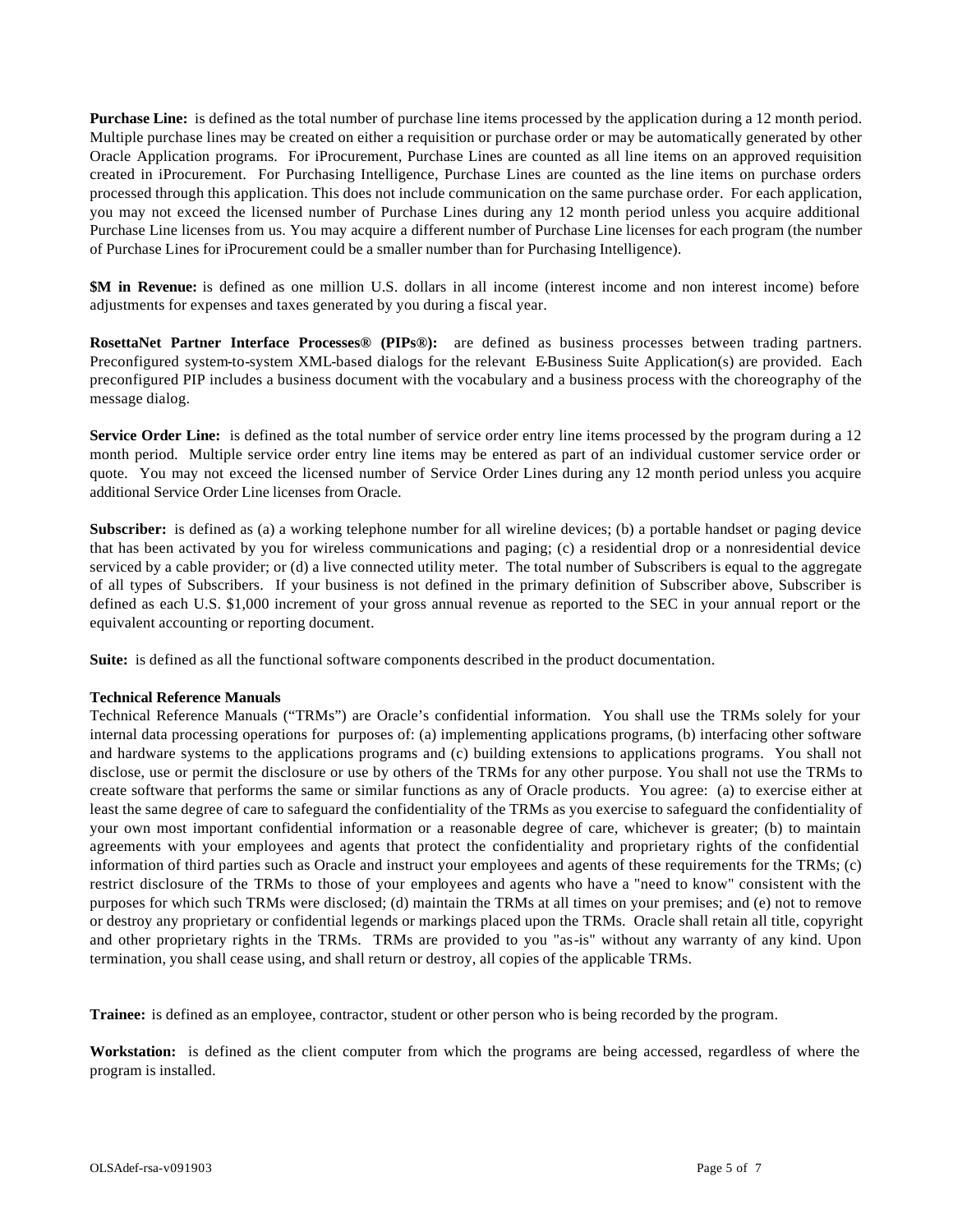**Purchase Line:** is defined as the total number of purchase line items processed by the application during a 12 month period. Multiple purchase lines may be created on either a requisition or purchase order or may be automatically generated by other Oracle Application programs. For iProcurement, Purchase Lines are counted as all line items on an approved requisition created in iProcurement. For Purchasing Intelligence, Purchase Lines are counted as the line items on purchase orders processed through this application. This does not include communication on the same purchase order. For each application, you may not exceed the licensed number of Purchase Lines during any 12 month period unless you acquire additional Purchase Line licenses from us. You may acquire a different number of Purchase Line licenses for each program (the number of Purchase Lines for iProcurement could be a smaller number than for Purchasing Intelligence).

**$M in Revenue:** is defined as one million U.S. dollars in all income (interest income and non interest income) before adjustments for expenses and taxes generated by you during a fiscal year.

**RosettaNet Partner Interface Processes® (PIPs®):** are defined as business processes between trading partners. Preconfigured system-to-system XML-based dialogs for the relevant E-Business Suite Application(s) are provided. Each preconfigured PIP includes a business document with the vocabulary and a business process with the choreography of the message dialog.

**Service Order Line:** is defined as the total number of service order entry line items processed by the program during a 12 month period. Multiple service order entry line items may be entered as part of an individual customer service order or quote. You may not exceed the licensed number of Service Order Lines during any 12 month period unless you acquire additional Service Order Line licenses from Oracle.

**Subscriber:** is defined as (a) a working telephone number for all wireline devices; (b) a portable handset or paging device that has been activated by you for wireless communications and paging; (c) a residential drop or a nonresidential device serviced by a cable provider; or (d) a live connected utility meter. The total number of Subscribers is equal to the aggregate of all types of Subscribers. If your business is not defined in the primary definition of Subscriber above, Subscriber is defined as each U.S. $1,000 increment of your gross annual revenue as reported to the SEC in your annual report or the equivalent accounting or reporting document.

**Suite:** is defined as all the functional software components described in the product documentation.

**Technical Reference Manuals**

Technical Reference Manuals ("TRMs") are Oracle's confidential information. You shall use the TRMs solely for your internal data processing operations for purposes of: (a) implementing applications programs, (b) interfacing other software and hardware systems to the applications programs and (c) building extensions to applications programs. You shall not disclose, use or permit the disclosure or use by others of the TRMs for any other purpose. You shall not use the TRMs to create software that performs the same or similar functions as any of Oracle products. You agree: (a) to exercise either at least the same degree of care to safeguard the confidentiality of the TRMs as you exercise to safeguard the confidentiality of your own most important confidential information or a reasonable degree of care, whichever is greater; (b) to maintain agreements with your employees and agents that protect the confidentiality and proprietary rights of the confidential information of third parties such as Oracle and instruct your employees and agents of these requirements for the TRMs; (c) restrict disclosure of the TRMs to those of your employees and agents who have a "need to know" consistent with the purposes for which such TRMs were disclosed; (d) maintain the TRMs at all times on your premises; and (e) not to remove or destroy any proprietary or confidential legends or markings placed upon the TRMs. Oracle shall retain all title, copyright and other proprietary rights in the TRMs. TRMs are provided to you "as-is" without any warranty of any kind. Upon termination, you shall cease using, and shall return or destroy, all copies of the applicable TRMs.

**Trainee:** is defined as an employee, contractor, student or other person who is being recorded by the program.

**Workstation:** is defined as the client computer from which the programs are being accessed, regardless of where the program is installed.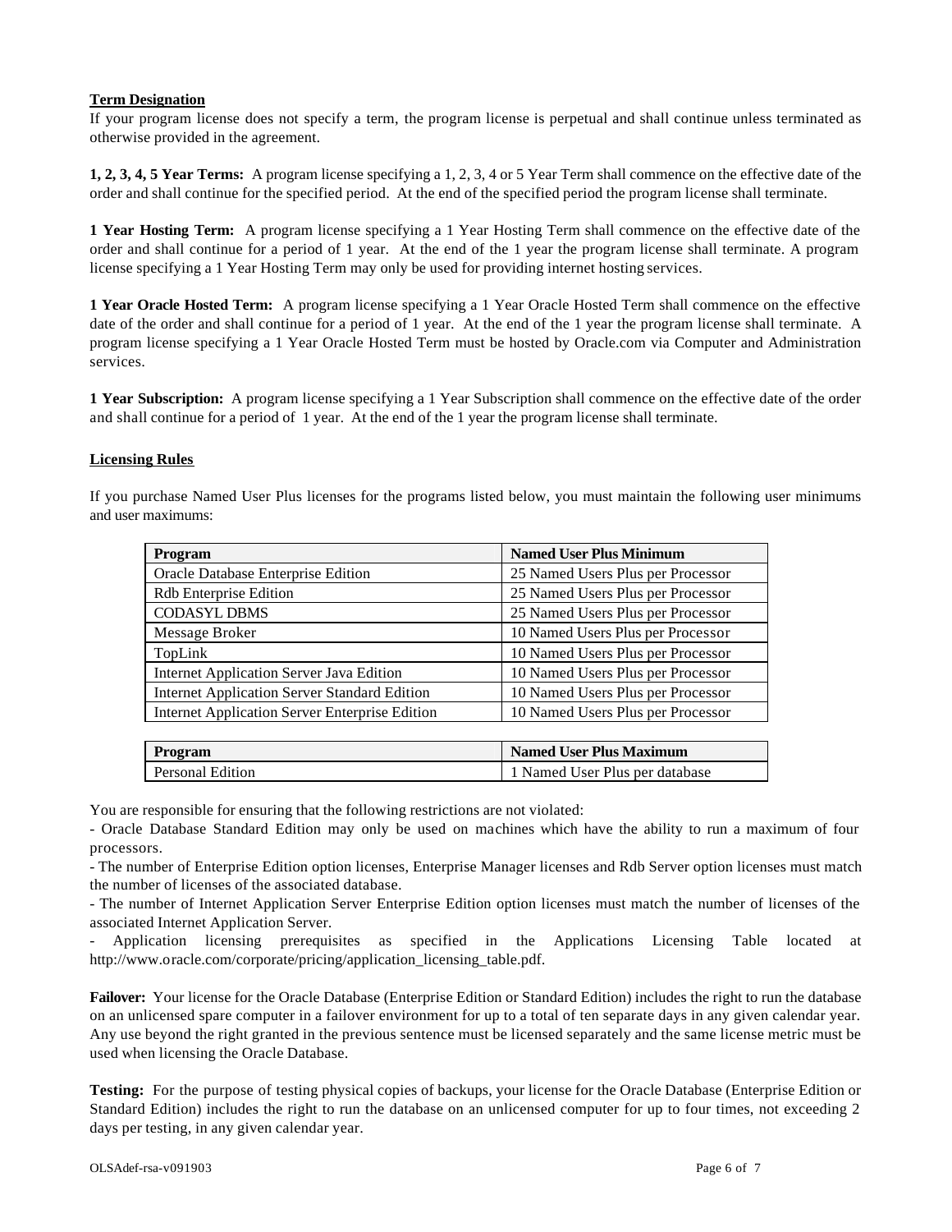**Term Designation**

If your program license does not specify a term, the program license is perpetual and shall continue unless terminated as otherwise provided in the agreement.

**1, 2, 3, 4, 5 Year Terms:** A program license specifying a 1, 2, 3, 4 or 5 Year Term shall commence on the effective date of the order and shall continue for the specified period. At the end of the specified period the program license shall terminate.

**1 Year Hosting Term:** A program license specifying a 1 Year Hosting Term shall commence on the effective date of the order and shall continue for a period of 1 year. At the end of the 1 year the program license shall terminate. A program license specifying a 1 Year Hosting Term may only be used for providing internet hosting services.

**1 Year Oracle Hosted Term:** A program license specifying a 1 Year Oracle Hosted Term shall commence on the effective date of the order and shall continue for a period of 1 year. At the end of the 1 year the program license shall terminate. A program license specifying a 1 Year Oracle Hosted Term must be hosted by Oracle.com via Computer and Administration services.

**1 Year Subscription:** A program license specifying a 1 Year Subscription shall commence on the effective date of the order and shall continue for a period of 1 year. At the end of the 1 year the program license shall terminate.

**Licensing Rules**

If you purchase Named User Plus licenses for the programs listed below, you must maintain the following user minimums and user maximums:

| Program | Named User Plus Minimum |
|---|---|
| Oracle Database Enterprise Edition | 25 Named Users Plus per Processor |
| Rdb Enterprise Edition | 25 Named Users Plus per Processor |
| CODASYL DBMS | 25 Named Users Plus per Processor |
| Message Broker | 10 Named Users Plus per Processor |
| TopLink | 10 Named Users Plus per Processor |
| Internet Application Server Java Edition | 10 Named Users Plus per Processor |
| Internet Application Server Standard Edition | 10 Named Users Plus per Processor |
| Internet Application Server Enterprise Edition | 10 Named Users Plus per Processor |

| Program | Named User Plus Maximum |
|---|---|
| Personal Edition | 1 Named User Plus per database |

You are responsible for ensuring that the following restrictions are not violated:

- Oracle Database Standard Edition may only be used on machines which have the ability to run a maximum of four processors.
- The number of Enterprise Edition option licenses, Enterprise Manager licenses and Rdb Server option licenses must match the number of licenses of the associated database.
- The number of Internet Application Server Enterprise Edition option licenses must match the number of licenses of the associated Internet Application Server.
- Application licensing prerequisites as specified in the Applications Licensing Table located at http://www.oracle.com/corporate/pricing/application_licensing_table.pdf.

**Failover:** Your license for the Oracle Database (Enterprise Edition or Standard Edition) includes the right to run the database on an unlicensed spare computer in a failover environment for up to a total of ten separate days in any given calendar year. Any use beyond the right granted in the previous sentence must be licensed separately and the same license metric must be used when licensing the Oracle Database.

**Testing:** For the purpose of testing physical copies of backups, your license for the Oracle Database (Enterprise Edition or Standard Edition) includes the right to run the database on an unlicensed computer for up to four times, not exceeding 2 days per testing, in any given calendar year.